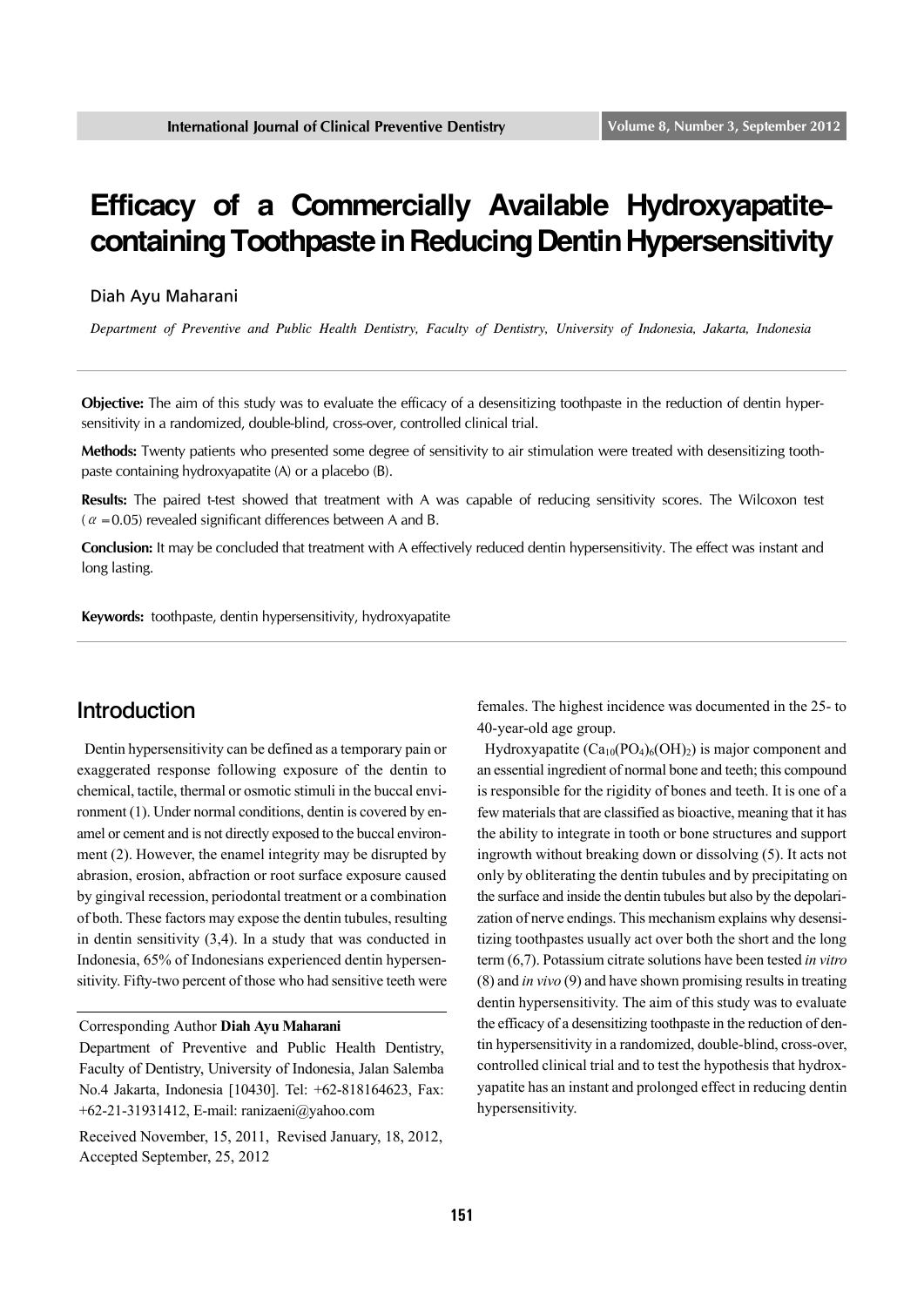# Efficacy of a Commercially Available Hydroxyapatite-containing Toothpaste in Reducing Dentin Hypersensitivity

Diah Ayu Maharani

*Department of Preventive and Public Health Dentistry, Faculty of Dentistry, University of Indonesia, Jakarta, Indonesia*

---

**Objective:** The aim of this study was to evaluate the efficacy of a desensitizing toothpaste in the reduction of dentin hypersensitivity in a randomized, double-blind, cross-over, controlled clinical trial.

**Methods:** Twenty patients who presented some degree of sensitivity to air stimulation were treated with desensitizing toothpaste containing hydroxyapatite (A) or a placebo (B).

**Results:** The paired t-test showed that treatment with A was capable of reducing sensitivity scores. The Wilcoxon test ($\alpha = 0.05$) revealed significant differences between A and B.

**Conclusion:** It may be concluded that treatment with A effectively reduced dentin hypersensitivity. The effect was instant and long lasting.

**Keywords:** toothpaste, dentin hypersensitivity, hydroxyapatite

---

## Introduction

Dentin hypersensitivity can be defined as a temporary pain or exaggerated response following exposure of the dentin to chemical, tactile, thermal or osmotic stimuli in the buccal environment (1). Under normal conditions, dentin is covered by enamel or cement and is not directly exposed to the buccal environment (2). However, the enamel integrity may be disrupted by abrasion, erosion, abfraction or root surface exposure caused by gingival recession, periodontal treatment or a combination of both. These factors may expose the dentin tubules, resulting in dentin sensitivity (3,4). In a study that was conducted in Indonesia, 65% of Indonesians experienced dentin hypersensitivity. Fifty-two percent of those who had sensitive teeth were females. The highest incidence was documented in the 25- to 40-year-old age group.

Hydroxyapatite ($Ca_{10}(PO_4)_6(OH)_2$) is major component and an essential ingredient of normal bone and teeth; this compound is responsible for the rigidity of bones and teeth. It is one of a few materials that are classified as bioactive, meaning that it has the ability to integrate in tooth or bone structures and support ingrowth without breaking down or dissolving (5). It acts not only by obliterating the dentin tubules and by precipitating on the surface and inside the dentin tubules but also by the depolarization of nerve endings. This mechanism explains why desensitizing toothpastes usually act over both the short and the long term (6,7). Potassium citrate solutions have been tested *in vitro* (8) and *in vivo* (9) and have shown promising results in treating dentin hypersensitivity. The aim of this study was to evaluate the efficacy of a desensitizing toothpaste in the reduction of dentin hypersensitivity in a randomized, double-blind, cross-over, controlled clinical trial and to test the hypothesis that hydroxyapatite has an instant and prolonged effect in reducing dentin hypersensitivity.

---

Corresponding Author **Diah Ayu Maharani**

Department of Preventive and Public Health Dentistry, Faculty of Dentistry, University of Indonesia, Jalan Salemba No.4 Jakarta, Indonesia [10430]. Tel: +62-818164623, Fax: +62-21-31931412, E-mail: ranizaeni@yahoo.com

Received November, 15, 2011, Revised January, 18, 2012, Accepted September, 25, 2012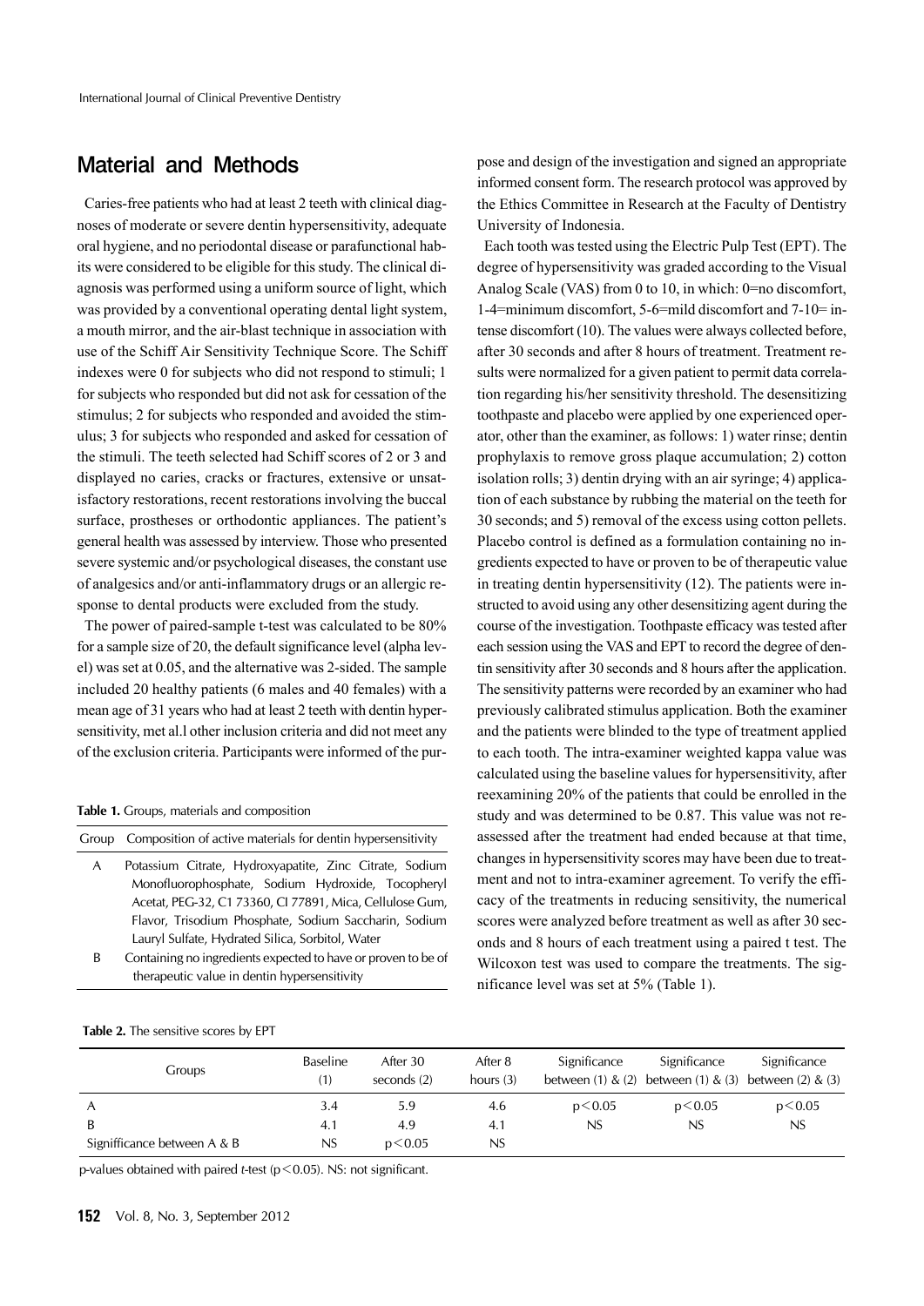## Material and Methods

Caries-free patients who had at least 2 teeth with clinical diagnoses of moderate or severe dentin hypersensitivity, adequate oral hygiene, and no periodontal disease or parafunctional habits were considered to be eligible for this study. The clinical diagnosis was performed using a uniform source of light, which was provided by a conventional operating dental light system, a mouth mirror, and the air-blast technique in association with use of the Schiff Air Sensitivity Technique Score. The Schiff indexes were 0 for subjects who did not respond to stimuli; 1 for subjects who responded but did not ask for cessation of the stimulus; 2 for subjects who responded and avoided the stimulus; 3 for subjects who responded and asked for cessation of the stimuli. The teeth selected had Schiff scores of 2 or 3 and displayed no caries, cracks or fractures, extensive or unsatisfactory restorations, recent restorations involving the buccal surface, prostheses or orthodontic appliances. The patient's general health was assessed by interview. Those who presented severe systemic and/or psychological diseases, the constant use of analgesics and/or anti-inflammatory drugs or an allergic response to dental products were excluded from the study.

The power of paired-sample t-test was calculated to be 80% for a sample size of 20, the default significance level (alpha level) was set at 0.05, and the alternative was 2-sided. The sample included 20 healthy patients (6 males and 40 females) with a mean age of 31 years who had at least 2 teeth with dentin hypersensitivity, met al.l other inclusion criteria and did not meet any of the exclusion criteria. Participants were informed of the purpose and design of the investigation and signed an appropriate informed consent form. The research protocol was approved by the Ethics Committee in Research at the Faculty of Dentistry University of Indonesia.

Each tooth was tested using the Electric Pulp Test (EPT). The degree of hypersensitivity was graded according to the Visual Analog Scale (VAS) from 0 to 10, in which: 0=no discomfort, 1-4=minimum discomfort, 5-6=mild discomfort and 7-10= intense discomfort (10). The values were always collected before, after 30 seconds and after 8 hours of treatment. Treatment results were normalized for a given patient to permit data correlation regarding his/her sensitivity threshold. The desensitizing toothpaste and placebo were applied by one experienced operator, other than the examiner, as follows: 1) water rinse; dentin prophylaxis to remove gross plaque accumulation; 2) cotton isolation rolls; 3) dentin drying with an air syringe; 4) application of each substance by rubbing the material on the teeth for 30 seconds; and 5) removal of the excess using cotton pellets. Placebo control is defined as a formulation containing no ingredients expected to have or proven to be of therapeutic value in treating dentin hypersensitivity (12). The patients were instructed to avoid using any other desensitizing agent during the course of the investigation. Toothpaste efficacy was tested after each session using the VAS and EPT to record the degree of dentin sensitivity after 30 seconds and 8 hours after the application. The sensitivity patterns were recorded by an examiner who had previously calibrated stimulus application. Both the examiner and the patients were blinded to the type of treatment applied to each tooth. The intra-examiner weighted kappa value was calculated using the baseline values for hypersensitivity, after reexamining 20% of the patients that could be enrolled in the study and was determined to be 0.87. This value was not reassessed after the treatment had ended because at that time, changes in hypersensitivity scores may have been due to treatment and not to intra-examiner agreement. To verify the efficacy of the treatments in reducing sensitivity, the numerical scores were analyzed before treatment as well as after 30 seconds and 8 hours of each treatment using a paired t test. The Wilcoxon test was used to compare the treatments. The significance level was set at 5% (Table 1).

**Table 1.** Groups, materials and composition

| Group | Composition of active materials for dentin hypersensitivity |
|---|---|
| A | Potassium Citrate, Hydroxyapatite, Zinc Citrate, Sodium Monofluorophosphate, Sodium Hydroxide, Tocopheryl Acetat, PEG-32, C1 73360, Cl 77891, Mica, Cellulose Gum, Flavor, Trisodium Phosphate, Sodium Saccharin, Sodium Lauryl Sulfate, Hydrated Silica, Sorbitol, Water |
| B | Containing no ingredients expected to have or proven to be of therapeutic value in dentin hypersensitivity |

**Table 2.** The sensitive scores by EPT

| Groups | Baseline (1) | After 30 seconds (2) | After 8 hours (3) | Significance between (1) & (2) | Significance between (1) & (3) | Significance between (2) & (3) |
|---|---|---|---|---|---|---|
| A | 3.4 | 5.9 | 4.6 | $p<0.05$ | $p<0.05$ | $p<0.05$ |
| B | 4.1 | 4.9 | 4.1 | NS | NS | NS |
| Signifficance between A & B | NS | $p<0.05$ | NS | | | |

p-values obtained with paired *t*-test ($p<0.05$). NS: not significant.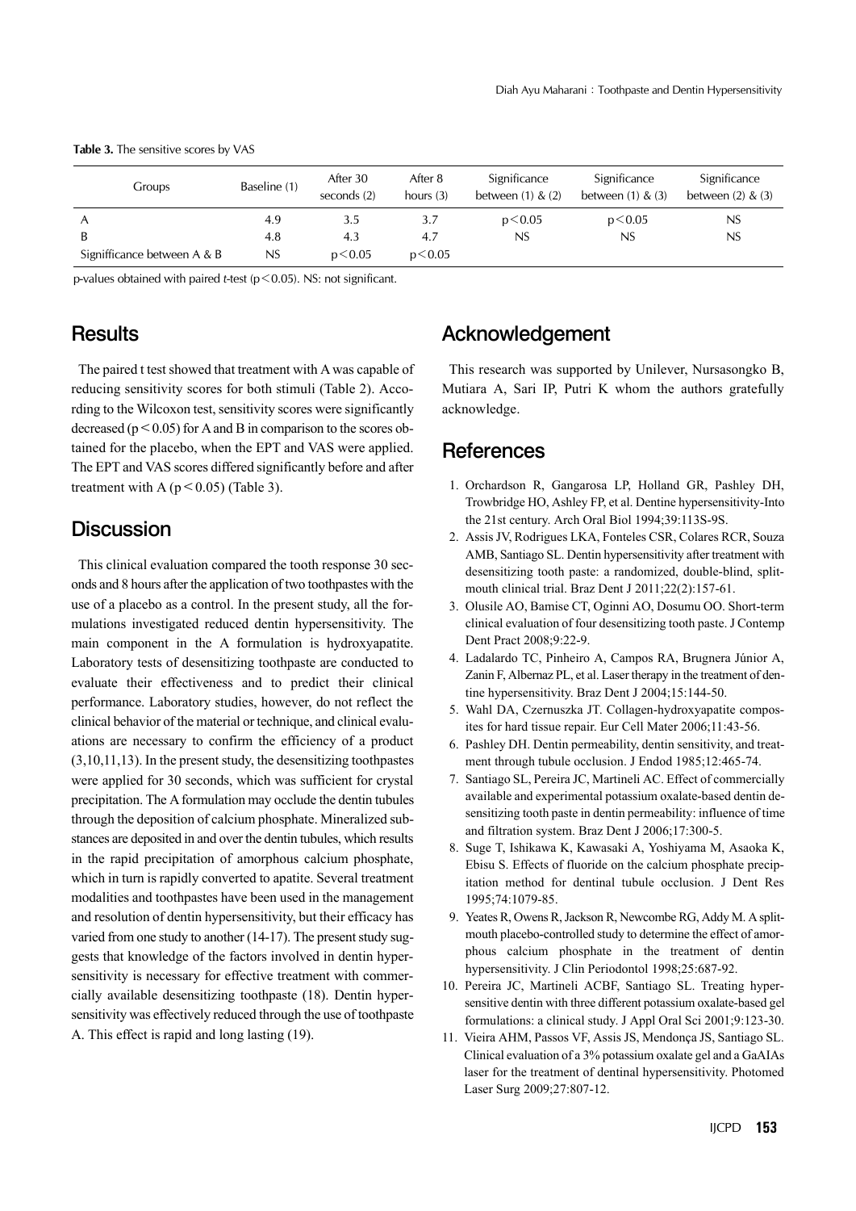**Table 3.** The sensitive scores by VAS

| Groups | Baseline (1) | After 30 seconds (2) | After 8 hours (3) | Significance between (1) & (2) | Significance between (1) & (3) | Significance between (2) & (3) |
|---|---|---|---|---|---|---|
| A | 4.9 | 3.5 | 3.7 | $p<0.05$ | $p<0.05$ | NS |
| B | 4.8 | 4.3 | 4.7 | NS | NS | NS |
| Signifficance between A & B | NS | $p<0.05$ | $p<0.05$ | | | |

p-values obtained with paired *t*-test ($p<0.05$). NS: not significant.

## Results

The paired t test showed that treatment with A was capable of reducing sensitivity scores for both stimuli (Table 2). According to the Wilcoxon test, sensitivity scores were significantly decreased ($p < 0.05$) for A and B in comparison to the scores obtained for the placebo, when the EPT and VAS were applied. The EPT and VAS scores differed significantly before and after treatment with A ($p < 0.05$) (Table 3).

## Discussion

This clinical evaluation compared the tooth response 30 seconds and 8 hours after the application of two toothpastes with the use of a placebo as a control. In the present study, all the formulations investigated reduced dentin hypersensitivity. The main component in the A formulation is hydroxyapatite. Laboratory tests of desensitizing toothpaste are conducted to evaluate their effectiveness and to predict their clinical performance. Laboratory studies, however, do not reflect the clinical behavior of the material or technique, and clinical evaluations are necessary to confirm the efficiency of a product (3,10,11,13). In the present study, the desensitizing toothpastes were applied for 30 seconds, which was sufficient for crystal precipitation. The A formulation may occlude the dentin tubules through the deposition of calcium phosphate. Mineralized substances are deposited in and over the dentin tubules, which results in the rapid precipitation of amorphous calcium phosphate, which in turn is rapidly converted to apatite. Several treatment modalities and toothpastes have been used in the management and resolution of dentin hypersensitivity, but their efficacy has varied from one study to another (14-17). The present study suggests that knowledge of the factors involved in dentin hypersensitivity is necessary for effective treatment with commercially available desensitizing toothpaste (18). Dentin hypersensitivity was effectively reduced through the use of toothpaste A. This effect is rapid and long lasting (19).

## Acknowledgement

This research was supported by Unilever, Nursasongko B, Mutiara A, Sari IP, Putri K whom the authors gratefully acknowledge.

## References

1. Orchardson R, Gangarosa LP, Holland GR, Pashley DH, Trowbridge HO, Ashley FP, et al. Dentine hypersensitivity-Into the 21st century. Arch Oral Biol 1994;39:113S-9S.
2. Assis JV, Rodrigues LKA, Fonteles CSR, Colares RCR, Souza AMB, Santiago SL. Dentin hypersensitivity after treatment with desensitizing tooth paste: a randomized, double-blind, split-mouth clinical trial. Braz Dent J 2011;22(2):157-61.
3. Olusile AO, Bamise CT, Oginni AO, Dosumu OO. Short-term clinical evaluation of four desensitizing tooth paste. J Contemp Dent Pract 2008;9:22-9.
4. Ladalardo TC, Pinheiro A, Campos RA, Brugnera Júnior A, Zanin F, Albernaz PL, et al. Laser therapy in the treatment of dentine hypersensitivity. Braz Dent J 2004;15:144-50.
5. Wahl DA, Czernuszka JT. Collagen-hydroxyapatite composites for hard tissue repair. Eur Cell Mater 2006;11:43-56.
6. Pashley DH. Dentin permeability, dentin sensitivity, and treatment through tubule occlusion. J Endod 1985;12:465-74.
7. Santiago SL, Pereira JC, Martineli AC. Effect of commercially available and experimental potassium oxalate-based dentin desensitizing tooth paste in dentin permeability: influence of time and filtration system. Braz Dent J 2006;17:300-5.
8. Suge T, Ishikawa K, Kawasaki A, Yoshiyama M, Asaoka K, Ebisu S. Effects of fluoride on the calcium phosphate precipitation method for dentinal tubule occlusion. J Dent Res 1995;74:1079-85.
9. Yeates R, Owens R, Jackson R, Newcombe RG, Addy M. A split-mouth placebo-controlled study to determine the effect of amorphous calcium phosphate in the treatment of dentin hypersensitivity. J Clin Periodontol 1998;25:687-92.
10. Pereira JC, Martineli ACBF, Santiago SL. Treating hypersensitive dentin with three different potassium oxalate-based gel formulations: a clinical study. J Appl Oral Sci 2001;9:123-30.
11. Vieira AHM, Passos VF, Assis JS, Mendonça JS, Santiago SL. Clinical evaluation of a 3% potassium oxalate gel and a GaAIAs laser for the treatment of dentinal hypersensitivity. Photomed Laser Surg 2009;27:807-12.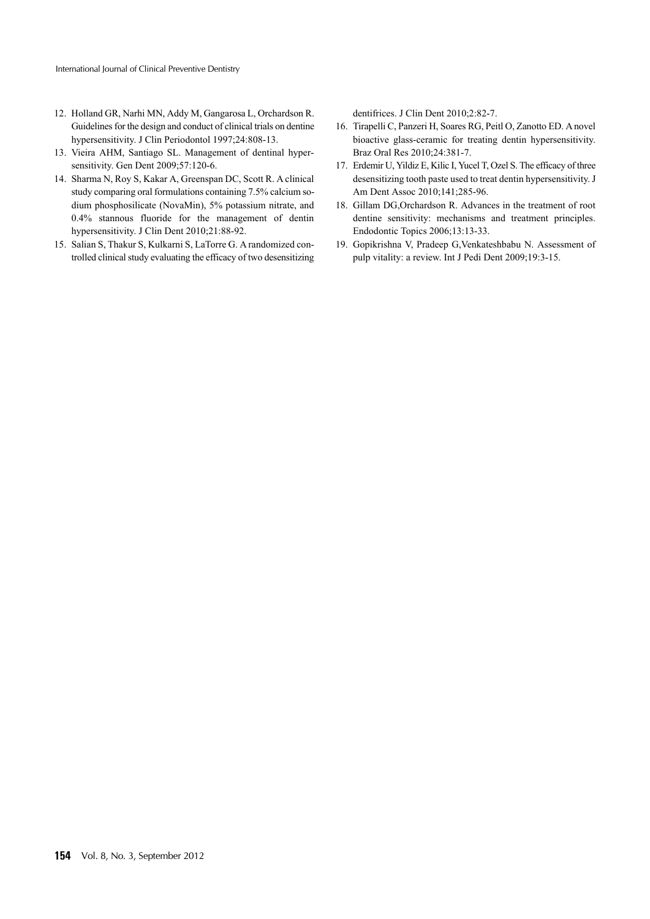12. Holland GR, Narhi MN, Addy M, Gangarosa L, Orchardson R. Guidelines for the design and conduct of clinical trials on dentine hypersensitivity. J Clin Periodontol 1997;24:808-13.
13. Vieira AHM, Santiago SL. Management of dentinal hypersensitivity. Gen Dent 2009;57:120-6.
14. Sharma N, Roy S, Kakar A, Greenspan DC, Scott R. A clinical study comparing oral formulations containing 7.5% calcium sodium phosphosilicate (NovaMin), 5% potassium nitrate, and 0.4% stannous fluoride for the management of dentin hypersensitivity. J Clin Dent 2010;21:88-92.
15. Salian S, Thakur S, Kulkarni S, LaTorre G. A randomized controlled clinical study evaluating the efficacy of two desensitizing dentifrices. J Clin Dent 2010;2:82-7.
16. Tirapelli C, Panzeri H, Soares RG, Peitl O, Zanotto ED. A novel bioactive glass-ceramic for treating dentin hypersensitivity. Braz Oral Res 2010;24:381-7.
17. Erdemir U, Yildiz E, Kilic I, Yucel T, Ozel S. The efficacy of three desensitizing tooth paste used to treat dentin hypersensitivity. J Am Dent Assoc 2010;141;285-96.
18. Gillam DG,Orchardson R. Advances in the treatment of root dentine sensitivity: mechanisms and treatment principles. Endodontic Topics 2006;13:13-33.
19. Gopikrishna V, Pradeep G,Venkateshbabu N. Assessment of pulp vitality: a review. Int J Pedi Dent 2009;19:3-15.